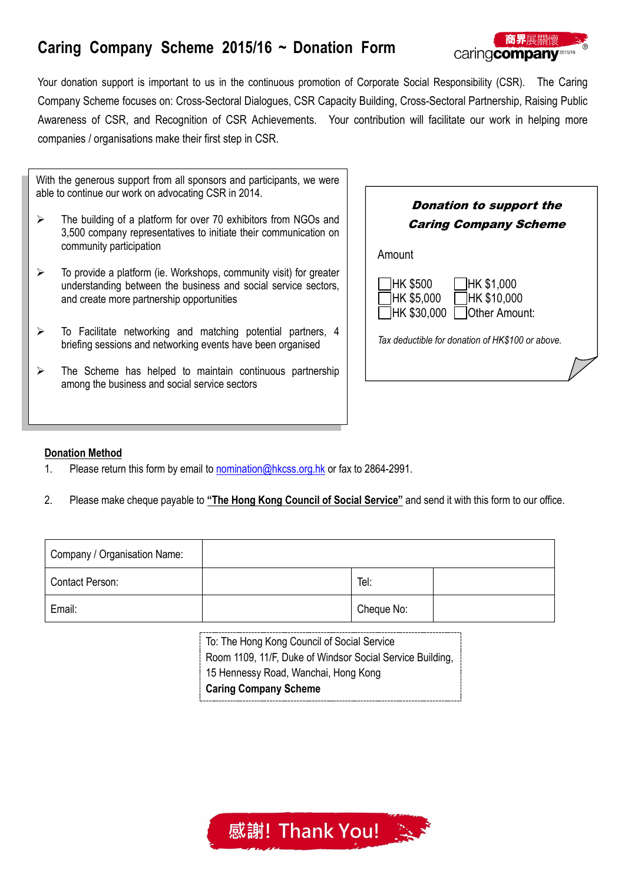# Caring Company Scheme 2015/16 ~ Donation Form

商界展關懷 caringcompany 2015/16 ®

Your donation support is important to us in the continuous promotion of Corporate Social Responsibility (CSR). The Caring Company Scheme focuses on: Cross-Sectoral Dialogues, CSR Capacity Building, Cross-Sectoral Partnership, Raising Public Awareness of CSR, and Recognition of CSR Achievements. Your contribution will facilitate our work in helping more companies / organisations make their first step in CSR.

With the generous support from all sponsors and participants, we were able to continue our work on advocating CSR in 2014.

- The building of a platform for over 70 exhibitors from NGOs and 3,500 company representatives to initiate their communication on community participation
- To provide a platform (ie. Workshops, community visit) for greater understanding between the business and social service sectors, and create more partnership opportunities
- To Facilitate networking and matching potential partners, 4 briefing sessions and networking events have been organised
- The Scheme has helped to maintain continuous partnership among the business and social service sectors

***Donation to support the Caring Company Scheme***

Amount

☐ HK $500 ☐ HK $1,000
☐ HK $5,000 ☐ HK $10,000
☐ HK $30,000 ☐ Other Amount:

*Tax deductible for donation of HK$100 or above.*

**Donation Method**

1. Please return this form by email to nomination@hkcss.org.hk or fax to 2864-2991.
2. Please make cheque payable to **"The Hong Kong Council of Social Service"** and send it with this form to our office.

| Company / Organisation Name: | | | |
|---|---|---|---|
| Contact Person: | | Tel: | |
| Email: | | Cheque No: | |

To: The Hong Kong Council of Social Service
Room 1109, 11/F, Duke of Windsor Social Service Building,
15 Hennessy Road, Wanchai, Hong Kong
**Caring Company Scheme**

感謝! Thank You!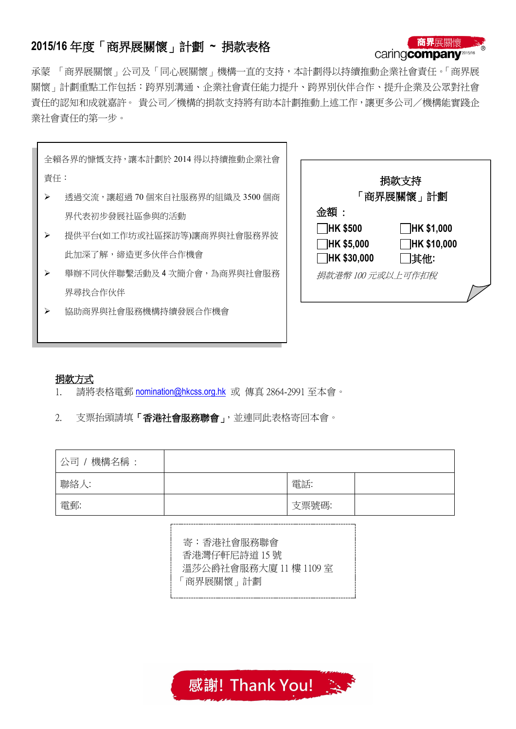## 2015/16 年度「商界展關懷」計劃 ~ 捐款表格

承蒙 「商界展關懷」公司及「同心展關懷」機構一直的支持，本計劃得以持續推動企業社會責任。「商界展關懷」計劃重點工作包括：跨界別溝通、企業社會責任能力提升、跨界別伙伴合作、提升企業及公眾對社會責任的認知和成就嘉許。 貴公司／機構的捐款支持將有助本計劃推動上述工作，讓更多公司／機構能實踐企業社會責任的第一步。

全賴各界的慷慨支持，讓本計劃於 2014 得以持續推動企業社會責任：

- 透過交流，讓超過 70 個來自社服務界的組織及 3500 個商界代表初步發展社區參與的活動
- 提供平台(如工作坊或社區探訪等)讓商界與社會服務界彼此加深了解，締造更多伙伴合作機會
- 舉辦不同伙伴聯繫活動及 4 次簡介會，為商界與社會服務界尋找合作伙伴
- 協助商界與社會服務機構持續發展合作機會

**捐款支持**
**「商界展關懷」計劃**

**金額 ：**

- ☐ **HK $500**
- ☐ **HK $1,000**
- ☐ **HK $5,000**
- ☐ **HK $10,000**
- ☐ **HK $30,000**
- ☐ **其他:**

*捐款港幣 100 元或以上可作扣稅*

**捐款方式**

1. 請將表格電郵 nomination@hkcss.org.hk 或 傳真 2864-2991 至本會。
2. 支票抬頭請填**「香港社會服務聯會」**，並連同此表格寄回本會。

| | | | |
|---|---|---|---|
| 公司 / 機構名稱 ： | | | |
| 聯絡人: | | 電話: | |
| 電郵: | | 支票號碼: | |

寄：香港社會服務聯會
香港灣仔軒尼詩道 15 號
溫莎公爵社會服務大厦 11 樓 1109 室
「商界展關懷」計劃

感謝! Thank You!